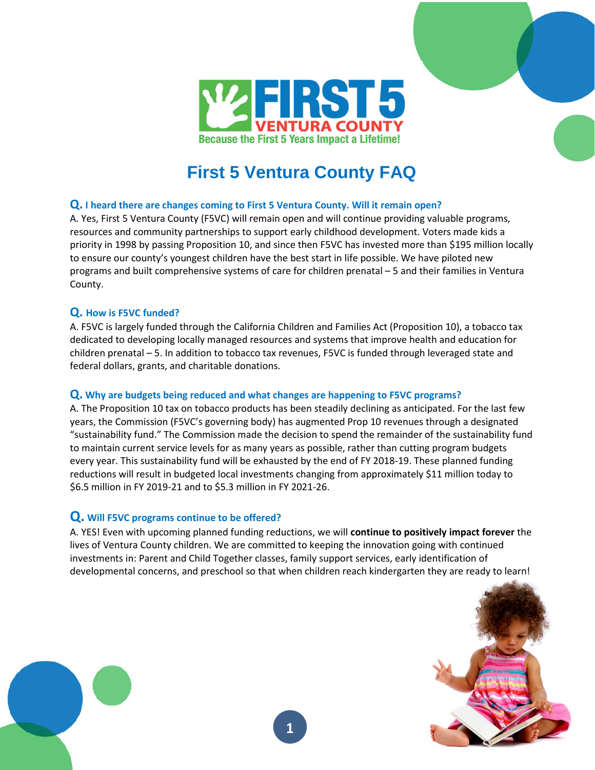# First 5 Ventura County FAQ

**Q. I heard there are changes coming to First 5 Ventura County. Will it remain open?**

A. Yes, First 5 Ventura County (F5VC) will remain open and will continue providing valuable programs, resources and community partnerships to support early childhood development. Voters made kids a priority in 1998 by passing Proposition 10, and since then F5VC has invested more than $195 million locally to ensure our county's youngest children have the best start in life possible. We have piloted new programs and built comprehensive systems of care for children prenatal – 5 and their families in Ventura County.

**Q. How is F5VC funded?**

A. F5VC is largely funded through the California Children and Families Act (Proposition 10), a tobacco tax dedicated to developing locally managed resources and systems that improve health and education for children prenatal – 5. In addition to tobacco tax revenues, F5VC is funded through leveraged state and federal dollars, grants, and charitable donations.

**Q. Why are budgets being reduced and what changes are happening to F5VC programs?**

A. The Proposition 10 tax on tobacco products has been steadily declining as anticipated. For the last few years, the Commission (F5VC's governing body) has augmented Prop 10 revenues through a designated "sustainability fund." The Commission made the decision to spend the remainder of the sustainability fund to maintain current service levels for as many years as possible, rather than cutting program budgets every year. This sustainability fund will be exhausted by the end of FY 2018-19. These planned funding reductions will result in budgeted local investments changing from approximately $11 million today to $6.5 million in FY 2019-21 and to $5.3 million in FY 2021-26.

**Q. Will F5VC programs continue to be offered?**

A. YES! Even with upcoming planned funding reductions, we will **continue to positively impact forever** the lives of Ventura County children. We are committed to keeping the innovation going with continued investments in: Parent and Child Together classes, family support services, early identification of developmental concerns, and preschool so that when children reach kindergarten they are ready to learn!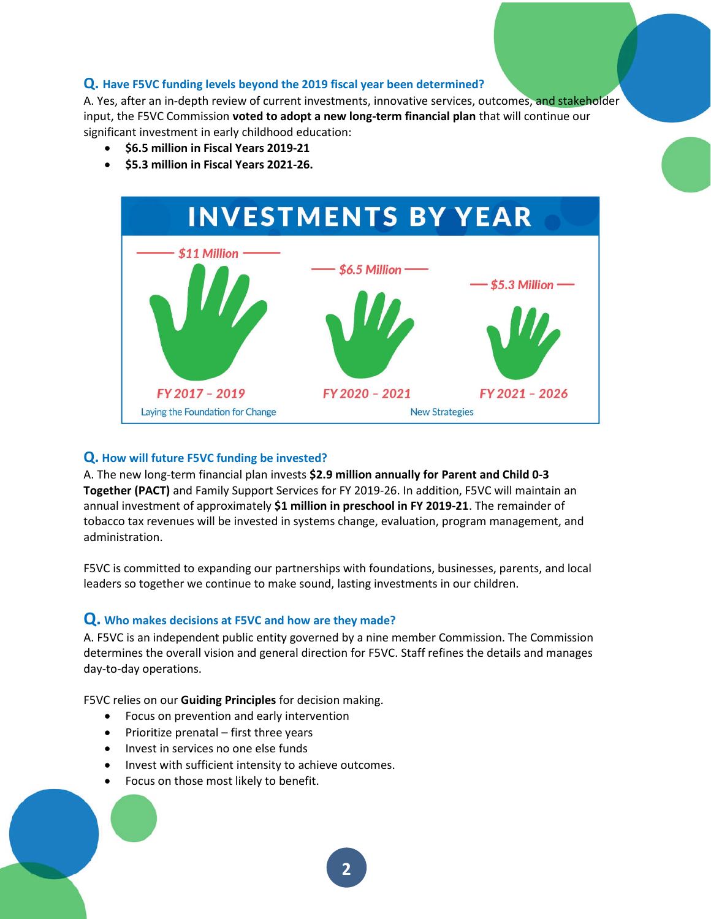**Q. Have F5VC funding levels beyond the 2019 fiscal year been determined?**

A. Yes, after an in-depth review of current investments, innovative services, outcomes, and stakeholder input, the F5VC Commission **voted to adopt a new long-term financial plan** that will continue our significant investment in early childhood education:

- **$6.5 million in Fiscal Years 2019-21**
- **$5.3 million in Fiscal Years 2021-26.**

**INVESTMENTS BY YEAR**

| $11 Million | $6.5 Million | $5.3 Million |
|---|---|---|
| FY 2017 – 2019 | FY 2020 – 2021 | FY 2021 – 2026 |
| Laying the Foundation for Change | New Strategies | |

**Q. How will future F5VC funding be invested?**

A. The new long-term financial plan invests **$2.9 million annually for Parent and Child 0-3 Together (PACT)** and Family Support Services for FY 2019-26. In addition, F5VC will maintain an annual investment of approximately **$1 million in preschool in FY 2019-21**. The remainder of tobacco tax revenues will be invested in systems change, evaluation, program management, and administration.

F5VC is committed to expanding our partnerships with foundations, businesses, parents, and local leaders so together we continue to make sound, lasting investments in our children.

**Q. Who makes decisions at F5VC and how are they made?**

A. F5VC is an independent public entity governed by a nine member Commission. The Commission determines the overall vision and general direction for F5VC. Staff refines the details and manages day-to-day operations.

F5VC relies on our **Guiding Principles** for decision making.

- Focus on prevention and early intervention
- Prioritize prenatal – first three years
- Invest in services no one else funds
- Invest with sufficient intensity to achieve outcomes.
- Focus on those most likely to benefit.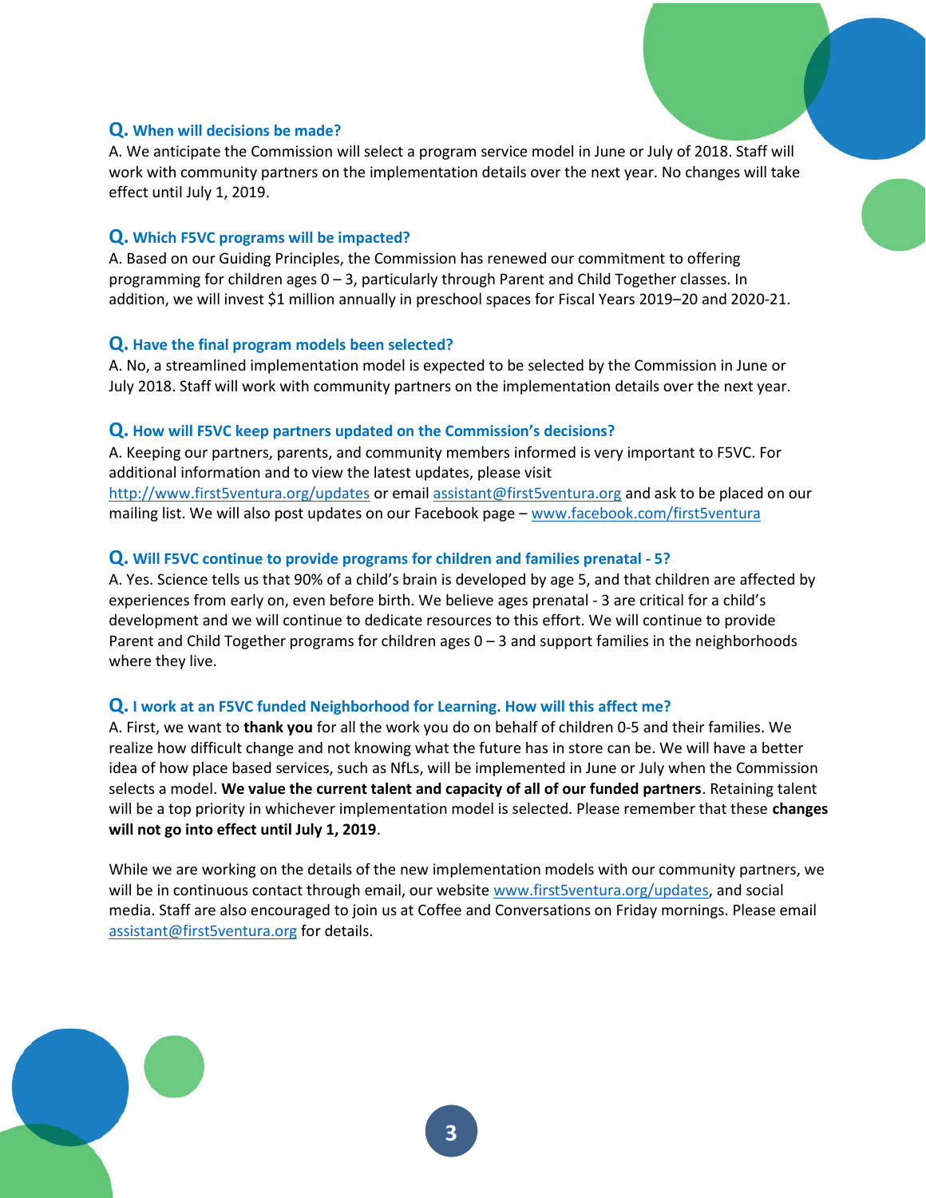### **Q. When will decisions be made?**

A. We anticipate the Commission will select a program service model in June or July of 2018. Staff will work with community partners on the implementation details over the next year. No changes will take effect until July 1, 2019.

### **Q. Which F5VC programs will be impacted?**

A. Based on our Guiding Principles, the Commission has renewed our commitment to offering programming for children ages 0 – 3, particularly through Parent and Child Together classes. In addition, we will invest $1 million annually in preschool spaces for Fiscal Years 2019–20 and 2020-21.

### **Q. Have the final program models been selected?**

A. No, a streamlined implementation model is expected to be selected by the Commission in June or July 2018. Staff will work with community partners on the implementation details over the next year.

### **Q. How will F5VC keep partners updated on the Commission's decisions?**

A. Keeping our partners, parents, and community members informed is very important to F5VC. For additional information and to view the latest updates, please visit http://www.first5ventura.org/updates or email assistant@first5ventura.org and ask to be placed on our mailing list. We will also post updates on our Facebook page – www.facebook.com/first5ventura

### **Q. Will F5VC continue to provide programs for children and families prenatal - 5?**

A. Yes. Science tells us that 90% of a child's brain is developed by age 5, and that children are affected by experiences from early on, even before birth. We believe ages prenatal - 3 are critical for a child's development and we will continue to dedicate resources to this effort. We will continue to provide Parent and Child Together programs for children ages 0 – 3 and support families in the neighborhoods where they live.

### **Q. I work at an F5VC funded Neighborhood for Learning. How will this affect me?**

A. First, we want to **thank you** for all the work you do on behalf of children 0-5 and their families. We realize how difficult change and not knowing what the future has in store can be. We will have a better idea of how place based services, such as NfLs, will be implemented in June or July when the Commission selects a model. **We value the current talent and capacity of all of our funded partners**. Retaining talent will be a top priority in whichever implementation model is selected. Please remember that these **changes will not go into effect until July 1, 2019**.

While we are working on the details of the new implementation models with our community partners, we will be in continuous contact through email, our website www.first5ventura.org/updates, and social media. Staff are also encouraged to join us at Coffee and Conversations on Friday mornings. Please email assistant@first5ventura.org for details.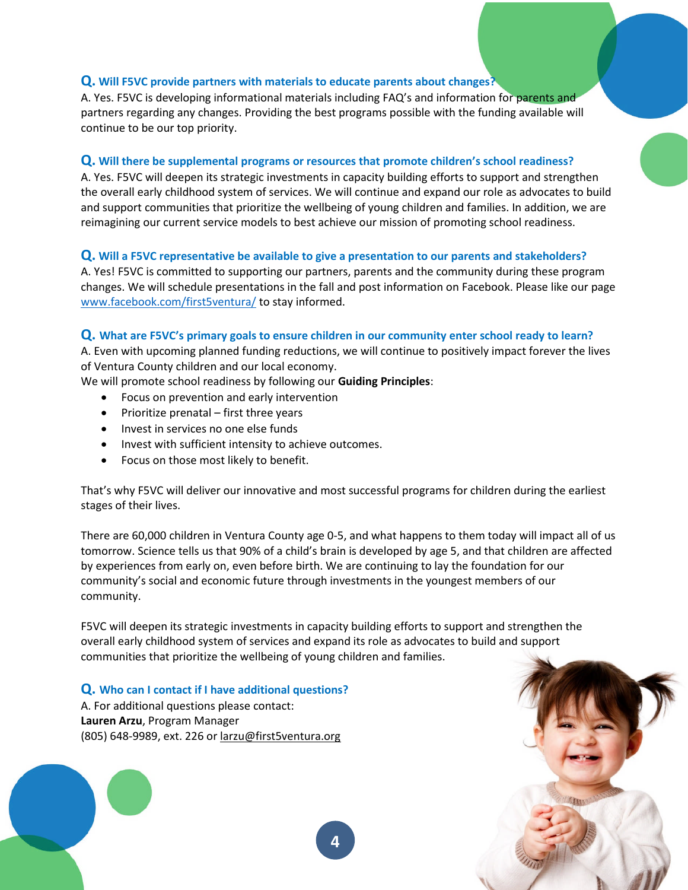### Q. Will F5VC provide partners with materials to educate parents about changes?

A. Yes. F5VC is developing informational materials including FAQ's and information for parents and partners regarding any changes. Providing the best programs possible with the funding available will continue to be our top priority.

### Q. Will there be supplemental programs or resources that promote children's school readiness?

A. Yes. F5VC will deepen its strategic investments in capacity building efforts to support and strengthen the overall early childhood system of services. We will continue and expand our role as advocates to build and support communities that prioritize the wellbeing of young children and families. In addition, we are reimagining our current service models to best achieve our mission of promoting school readiness.

### Q. Will a F5VC representative be available to give a presentation to our parents and stakeholders?

A. Yes! F5VC is committed to supporting our partners, parents and the community during these program changes. We will schedule presentations in the fall and post information on Facebook. Please like our page www.facebook.com/first5ventura/ to stay informed.

### Q. What are F5VC's primary goals to ensure children in our community enter school ready to learn?

A. Even with upcoming planned funding reductions, we will continue to positively impact forever the lives of Ventura County children and our local economy.

We will promote school readiness by following our **Guiding Principles**:

- Focus on prevention and early intervention
- Prioritize prenatal – first three years
- Invest in services no one else funds
- Invest with sufficient intensity to achieve outcomes.
- Focus on those most likely to benefit.

That's why F5VC will deliver our innovative and most successful programs for children during the earliest stages of their lives.

There are 60,000 children in Ventura County age 0-5, and what happens to them today will impact all of us tomorrow. Science tells us that 90% of a child's brain is developed by age 5, and that children are affected by experiences from early on, even before birth. We are continuing to lay the foundation for our community's social and economic future through investments in the youngest members of our community.

F5VC will deepen its strategic investments in capacity building efforts to support and strengthen the overall early childhood system of services and expand its role as advocates to build and support communities that prioritize the wellbeing of young children and families.

### Q. Who can I contact if I have additional questions?

A. For additional questions please contact:
**Lauren Arzu**, Program Manager
(805) 648-9989, ext. 226 or larzu@first5ventura.org